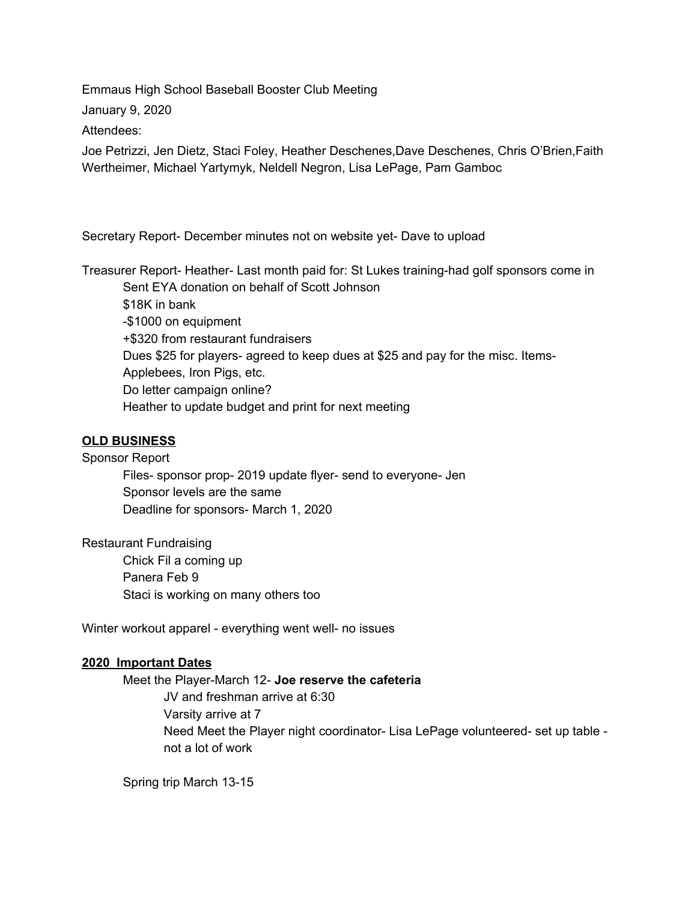Emmaus High School Baseball Booster Club Meeting

January 9, 2020

Attendees:

Joe Petrizzi, Jen Dietz, Staci Foley, Heather Deschenes,Dave Deschenes, Chris O'Brien,Faith Wertheimer, Michael Yartymyk, Neldell Negron, Lisa LePage, Pam Gamboc

Secretary Report- December minutes not on website yet- Dave to upload

Treasurer Report- Heather- Last month paid for: St Lukes training-had golf sponsors come in
- Sent EYA donation on behalf of Scott Johnson
- $18K in bank
- -$1000 on equipment
- +$320 from restaurant fundraisers
- Dues $25 for players- agreed to keep dues at $25 and pay for the misc. Items- Applebees, Iron Pigs, etc.
- Do letter campaign online?
- Heather to update budget and print for next meeting

**OLD BUSINESS**

Sponsor Report
- Files- sponsor prop- 2019 update flyer- send to everyone- Jen
- Sponsor levels are the same
- Deadline for sponsors- March 1, 2020

Restaurant Fundraising
- Chick Fil a coming up
- Panera Feb 9
- Staci is working on many others too

Winter workout apparel - everything went well- no issues

**2020 Important Dates**
- Meet the Player-March 12- **Joe reserve the cafeteria**
  - JV and freshman arrive at 6:30
  - Varsity arrive at 7
  - Need Meet the Player night coordinator- Lisa LePage volunteered- set up table - not a lot of work
- Spring trip March 13-15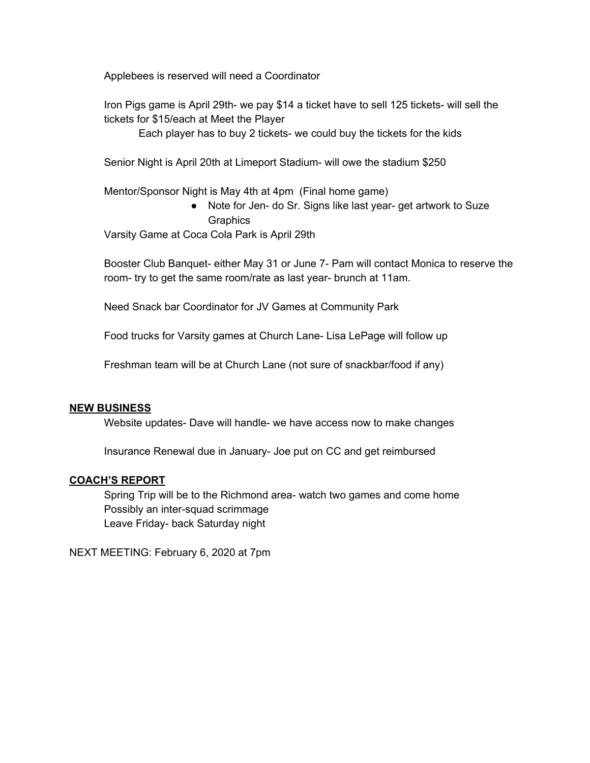Applebees is reserved will need a Coordinator

Iron Pigs game is April 29th- we pay $14 a ticket have to sell 125 tickets- will sell the tickets for $15/each at Meet the Player

Each player has to buy 2 tickets- we could buy the tickets for the kids

Senior Night is April 20th at Limeport Stadium- will owe the stadium $250

Mentor/Sponsor Night is May 4th at 4pm (Final home game)

- Note for Jen- do Sr. Signs like last year- get artwork to Suze Graphics

Varsity Game at Coca Cola Park is April 29th

Booster Club Banquet- either May 31 or June 7- Pam will contact Monica to reserve the room- try to get the same room/rate as last year- brunch at 11am.

Need Snack bar Coordinator for JV Games at Community Park

Food trucks for Varsity games at Church Lane- Lisa LePage will follow up

Freshman team will be at Church Lane (not sure of snackbar/food if any)

**NEW BUSINESS**

Website updates- Dave will handle- we have access now to make changes

Insurance Renewal due in January- Joe put on CC and get reimbursed

**COACH'S REPORT**

Spring Trip will be to the Richmond area- watch two games and come home
Possibly an inter-squad scrimmage
Leave Friday- back Saturday night

NEXT MEETING: February 6, 2020 at 7pm